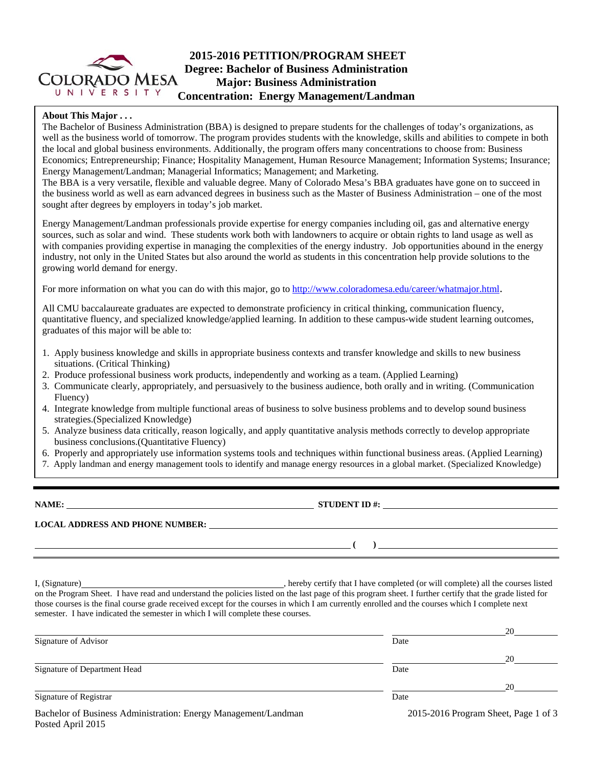# 2015-2016 PETITION/PROGRAM SHEET
## Degree: Bachelor of Business Administration
## Major: Business Administration
## Concentration: Energy Management/Landman

**About This Major . . .**

The Bachelor of Business Administration (BBA) is designed to prepare students for the challenges of today's organizations, as well as the business world of tomorrow. The program provides students with the knowledge, skills and abilities to compete in both the local and global business environments. Additionally, the program offers many concentrations to choose from: Business Economics; Entrepreneurship; Finance; Hospitality Management, Human Resource Management; Information Systems; Insurance; Energy Management/Landman; Managerial Informatics; Management; and Marketing.

The BBA is a very versatile, flexible and valuable degree. Many of Colorado Mesa's BBA graduates have gone on to succeed in the business world as well as earn advanced degrees in business such as the Master of Business Administration – one of the most sought after degrees by employers in today's job market.

Energy Management/Landman professionals provide expertise for energy companies including oil, gas and alternative energy sources, such as solar and wind. These students work both with landowners to acquire or obtain rights to land usage as well as with companies providing expertise in managing the complexities of the energy industry. Job opportunities abound in the energy industry, not only in the United States but also around the world as students in this concentration help provide solutions to the growing world demand for energy.

For more information on what you can do with this major, go to http://www.coloradomesa.edu/career/whatmajor.html.

All CMU baccalaureate graduates are expected to demonstrate proficiency in critical thinking, communication fluency, quantitative fluency, and specialized knowledge/applied learning. In addition to these campus-wide student learning outcomes, graduates of this major will be able to:

1. Apply business knowledge and skills in appropriate business contexts and transfer knowledge and skills to new business situations. (Critical Thinking)
2. Produce professional business work products, independently and working as a team. (Applied Learning)
3. Communicate clearly, appropriately, and persuasively to the business audience, both orally and in writing. (Communication Fluency)
4. Integrate knowledge from multiple functional areas of business to solve business problems and to develop sound business strategies.(Specialized Knowledge)
5. Analyze business data critically, reason logically, and apply quantitative analysis methods correctly to develop appropriate business conclusions.(Quantitative Fluency)
6. Properly and appropriately use information systems tools and techniques within functional business areas. (Applied Learning)
7. Apply landman and energy management tools to identify and manage energy resources in a global market. (Specialized Knowledge)

---

**NAME:** ______________________________ **STUDENT ID #:** ______________________________

**LOCAL ADDRESS AND PHONE NUMBER:** ______________________________

______________________________ **( )** ______________________________

I, (Signature)______________________________, hereby certify that I have completed (or will complete) all the courses listed on the Program Sheet. I have read and understand the policies listed on the last page of this program sheet. I further certify that the grade listed for those courses is the final course grade received except for the courses in which I am currently enrolled and the courses which I complete next semester. I have indicated the semester in which I will complete these courses.

______________________________ 20____
Signature of Advisor Date

______________________________ 20____
Signature of Department Head Date

______________________________ 20____
Signature of Registrar Date

Bachelor of Business Administration: Energy Management/Landman
Posted April 2015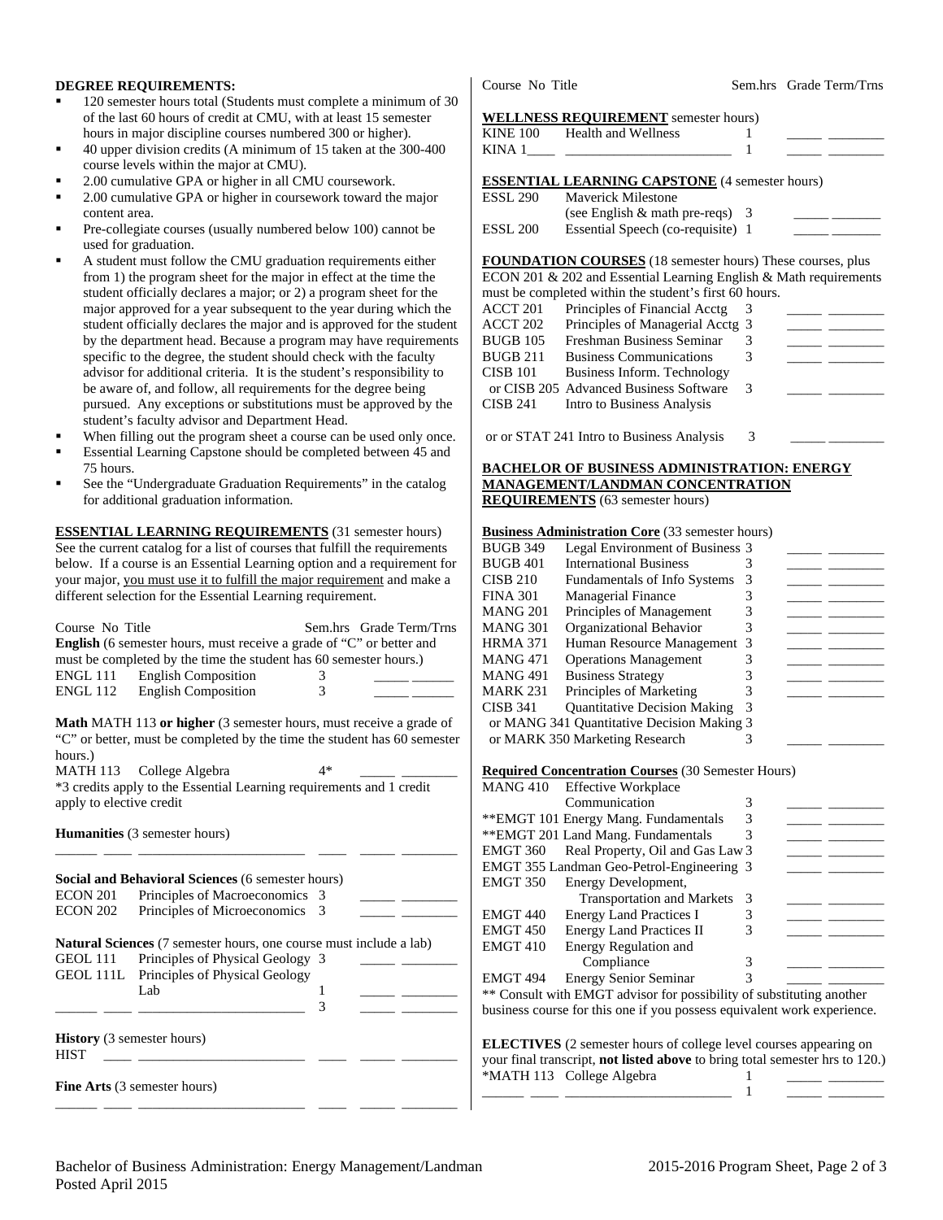**DEGREE REQUIREMENTS:**

- 120 semester hours total (Students must complete a minimum of 30 of the last 60 hours of credit at CMU, with at least 15 semester hours in major discipline courses numbered 300 or higher).
- 40 upper division credits (A minimum of 15 taken at the 300-400 course levels within the major at CMU).
- 2.00 cumulative GPA or higher in all CMU coursework.
- 2.00 cumulative GPA or higher in coursework toward the major content area.
- Pre-collegiate courses (usually numbered below 100) cannot be used for graduation.
- A student must follow the CMU graduation requirements either from 1) the program sheet for the major in effect at the time the student officially declares a major; or 2) a program sheet for the major approved for a year subsequent to the year during which the student officially declares the major and is approved for the student by the department head. Because a program may have requirements specific to the degree, the student should check with the faculty advisor for additional criteria. It is the student's responsibility to be aware of, and follow, all requirements for the degree being pursued. Any exceptions or substitutions must be approved by the student's faculty advisor and Department Head.
- When filling out the program sheet a course can be used only once.
- Essential Learning Capstone should be completed between 45 and 75 hours.
- See the "Undergraduate Graduation Requirements" in the catalog for additional graduation information.

**ESSENTIAL LEARNING REQUIREMENTS** (31 semester hours) See the current catalog for a list of courses that fulfill the requirements below. If a course is an Essential Learning option and a requirement for your major, you must use it to fulfill the major requirement and make a different selection for the Essential Learning requirement.

| Course No | Title | Sem.hrs | Grade | Term/Trns |
|---|---|---|---|---|
| **English** (6 semester hours, must receive a grade of "C" or better and must be completed by the time the student has 60 semester hours.) | | | | |
| ENGL 111 | English Composition | 3 | _____ | ______ |
| ENGL 112 | English Composition | 3 | _____ | ______ |
| **Math** MATH 113 **or higher** (3 semester hours, must receive a grade of "C" or better, must be completed by the time the student has 60 semester hours.) | | | | |
| MATH 113 | College Algebra | 4* | _____ | ________ |
| *3 credits apply to the Essential Learning requirements and 1 credit apply to elective credit | | | | |
| **Humanities** (3 semester hours) | | | | |
| ______ ____ | ______________________ | ____ | _____ | ________ |
| **Social and Behavioral Sciences** (6 semester hours) | | | | |
| ECON 201 | Principles of Macroeconomics | 3 | _____ | ________ |
| ECON 202 | Principles of Microeconomics | 3 | _____ | ________ |
| **Natural Sciences** (7 semester hours, one course must include a lab) | | | | |
| GEOL 111 | Principles of Physical Geology | 3 | _____ | ________ |
| GEOL 111L | Principles of Physical Geology Lab | 1 | _____ | ________ |
| ______ ____ | ______________________ | 3 | _____ | ________ |
| **History** (3 semester hours) | | | | |
| HIST ____ | ______________________ | ____ | _____ | ________ |
| **Fine Arts** (3 semester hours) | | | | |
| ______ ____ | ______________________ | ____ | _____ | ________ |

| Course No | Title | Sem.hrs | Grade | Term/Trns |
|---|---|---|---|---|
| **WELLNESS REQUIREMENT** semester hours) | | | | |
| KINE 100 | Health and Wellness | 1 | _____ | ________ |
| KINA 1____ | ______________________ | 1 | _____ | ________ |
| **ESSENTIAL LEARNING CAPSTONE** (4 semester hours) | | | | |
| ESSL 290 | Maverick Milestone (see English & math pre-reqs) | 3 | _____ | _______ |
| ESSL 200 | Essential Speech (co-requisite) | 1 | _____ | _______ |
| **FOUNDATION COURSES** (18 semester hours) These courses, plus ECON 201 & 202 and Essential Learning English & Math requirements must be completed within the student's first 60 hours. | | | | |
| ACCT 201 | Principles of Financial Acctg | 3 | _____ | ________ |
| ACCT 202 | Principles of Managerial Acctg | 3 | _____ | ________ |
| BUGB 105 | Freshman Business Seminar | 3 | _____ | ________ |
| BUGB 211 | Business Communications | 3 | _____ | ________ |
| CISB 101 or CISB 205 | Business Inform. Technology or Advanced Business Software | 3 | _____ | ________ |
| CISB 241 or or STAT 241 | Intro to Business Analysis or Intro to Business Analysis | 3 | _____ | ________ |

**BACHELOR OF BUSINESS ADMINISTRATION: ENERGY MANAGEMENT/LANDMAN CONCENTRATION REQUIREMENTS** (63 semester hours)

| Course No | Title | Sem.hrs | Grade | Term/Trns |
|---|---|---|---|---|
| **Business Administration Core** (33 semester hours) | | | | |
| BUGB 349 | Legal Environment of Business | 3 | _____ | ________ |
| BUGB 401 | International Business | 3 | _____ | ________ |
| CISB 210 | Fundamentals of Info Systems | 3 | _____ | ________ |
| FINA 301 | Managerial Finance | 3 | _____ | ________ |
| MANG 201 | Principles of Management | 3 | _____ | ________ |
| MANG 301 | Organizational Behavior | 3 | _____ | ________ |
| HRMA 371 | Human Resource Management | 3 | _____ | ________ |
| MANG 471 | Operations Management | 3 | _____ | ________ |
| MANG 491 | Business Strategy | 3 | _____ | ________ |
| MARK 231 | Principles of Marketing | 3 | _____ | ________ |
| CISB 341 or MANG 341 or MARK 350 | Quantitative Decision Making or Quantitative Decision Making or Marketing Research | 3 | _____ | ________ |
| **Required Concentration Courses** (30 Semester Hours) | | | | |
| MANG 410 | Effective Workplace Communication | 3 | _____ | ________ |
| **EMGT 101 | Energy Mang. Fundamentals | 3 | _____ | ________ |
| **EMGT 201 | Land Mang. Fundamentals | 3 | _____ | ________ |
| EMGT 360 | Real Property, Oil and Gas Law | 3 | _____ | ________ |
| EMGT 355 | Landman Geo-Petrol-Engineering | 3 | _____ | ________ |
| EMGT 350 | Energy Development, Transportation and Markets | 3 | _____ | ________ |
| EMGT 440 | Energy Land Practices I | 3 | _____ | ________ |
| EMGT 450 | Energy Land Practices II | 3 | _____ | ________ |
| EMGT 410 | Energy Regulation and Compliance | 3 | _____ | ________ |
| EMGT 494 | Energy Senior Seminar | 3 | _____ | ________ |

** Consult with EMGT advisor for possibility of substituting another business course for this one if you possess equivalent work experience.

**ELECTIVES** (2 semester hours of college level courses appearing on your final transcript, **not listed above** to bring total semester hrs to 120.)

| Course No | Title | Sem.hrs | Grade | Term/Trns |
|---|---|---|---|---|
| *MATH 113 | College Algebra | 1 | _____ | ________ |
| ______ ____ | ______________________ | 1 | _____ | ________ |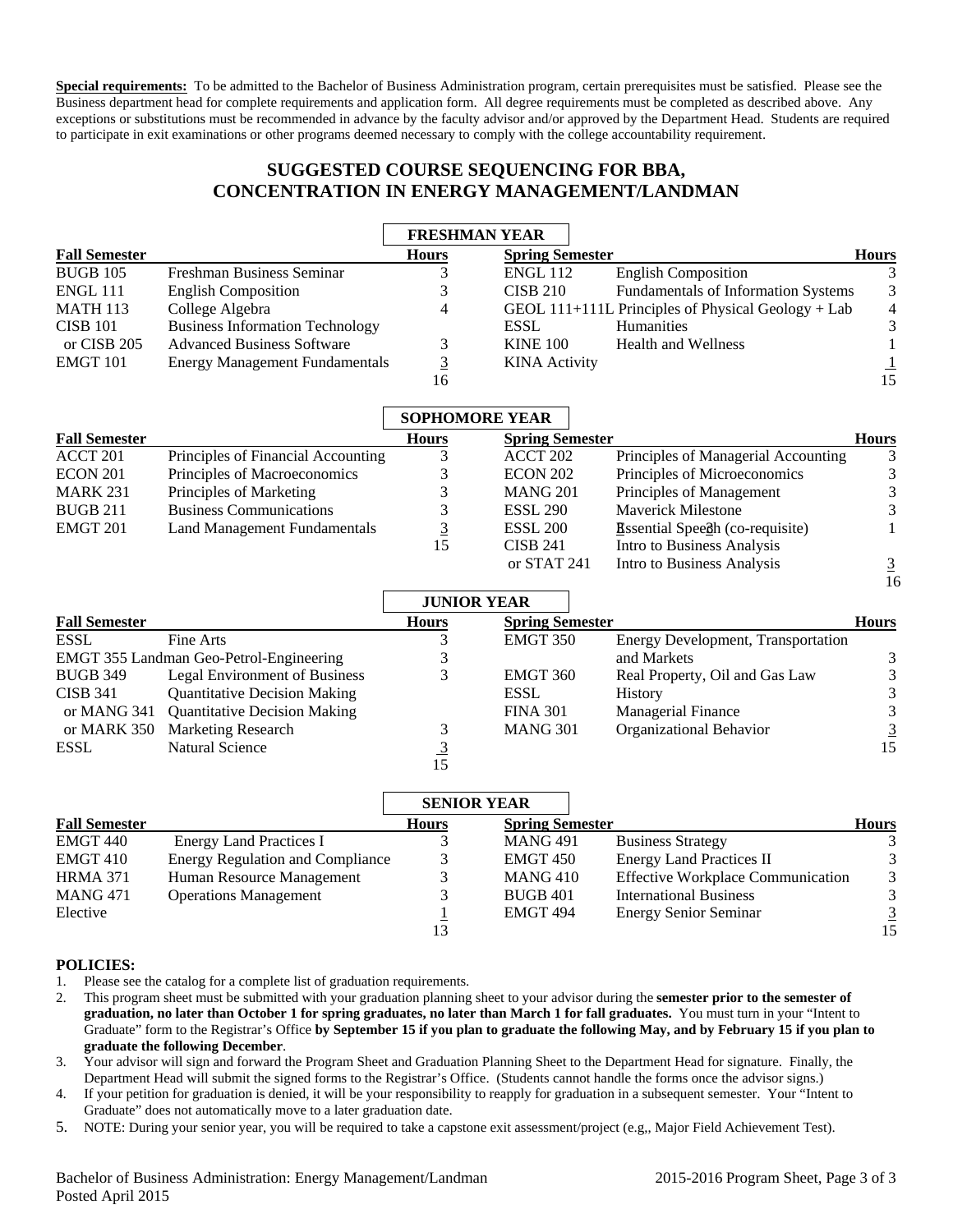**Special requirements:** To be admitted to the Bachelor of Business Administration program, certain prerequisites must be satisfied. Please see the Business department head for complete requirements and application form. All degree requirements must be completed as described above. Any exceptions or substitutions must be recommended in advance by the faculty advisor and/or approved by the Department Head. Students are required to participate in exit examinations or other programs deemed necessary to comply with the college accountability requirement.

## SUGGESTED COURSE SEQUENCING FOR BBA, CONCENTRATION IN ENERGY MANAGEMENT/LANDMAN

### FRESHMAN YEAR

| Fall Semester | | Hours | Spring Semester | | Hours |
|---|---|---|---|---|---|
| BUGB 105 | Freshman Business Seminar | 3 | ENGL 112 | English Composition | 3 |
| ENGL 111 | English Composition | 3 | CISB 210 | Fundamentals of Information Systems | 3 |
| MATH 113 | College Algebra | 4 | GEOL 111+111L | Principles of Physical Geology + Lab | 4 |
| CISB 101 | Business Information Technology | | ESSL | Humanities | 3 |
| or CISB 205 | Advanced Business Software | 3 | KINE 100 | Health and Wellness | 1 |
| EMGT 101 | Energy Management Fundamentals | 3 | KINA Activity | | 1 |
| | | 16 | | | 15 |

### SOPHOMORE YEAR

| Fall Semester | | Hours | Spring Semester | | Hours |
|---|---|---|---|---|---|
| ACCT 201 | Principles of Financial Accounting | 3 | ACCT 202 | Principles of Managerial Accounting | 3 |
| ECON 201 | Principles of Macroeconomics | 3 | ECON 202 | Principles of Microeconomics | 3 |
| MARK 231 | Principles of Marketing | 3 | MANG 201 | Principles of Management | 3 |
| BUGB 211 | Business Communications | 3 | ESSL 290 | Maverick Milestone | 3 |
| EMGT 201 | Land Management Fundamentals | 3 | ESSL 200 | Essential Speech (co-requisite) | 1 |
| | | 15 | CISB 241 | Intro to Business Analysis | |
| | | | or STAT 241 | Intro to Business Analysis | 3 |
| | | | | | 16 |

### JUNIOR YEAR

| Fall Semester | | Hours | Spring Semester | | Hours |
|---|---|---|---|---|---|
| ESSL | Fine Arts | 3 | EMGT 350 | Energy Development, Transportation and Markets | 3 |
| EMGT 355 | Landman Geo-Petrol-Engineering | 3 | EMGT 360 | Real Property, Oil and Gas Law | 3 |
| BUGB 349 | Legal Environment of Business | 3 | ESSL | History | 3 |
| CISB 341 | Quantitative Decision Making | | FINA 301 | Managerial Finance | 3 |
| or MANG 341 | Quantitative Decision Making | | MANG 301 | Organizational Behavior | 3 |
| or MARK 350 | Marketing Research | 3 | | | 15 |
| ESSL | Natural Science | 3 | | | |
| | | 15 | | | |

### SENIOR YEAR

| Fall Semester | | Hours | Spring Semester | | Hours |
|---|---|---|---|---|---|
| EMGT 440 | Energy Land Practices I | 3 | MANG 491 | Business Strategy | 3 |
| EMGT 410 | Energy Regulation and Compliance | 3 | EMGT 450 | Energy Land Practices II | 3 |
| HRMA 371 | Human Resource Management | 3 | MANG 410 | Effective Workplace Communication | 3 |
| MANG 471 | Operations Management | 3 | BUGB 401 | International Business | 3 |
| Elective | | 1 | EMGT 494 | Energy Senior Seminar | 3 |
| | | 13 | | | 15 |

**POLICIES:**

1. Please see the catalog for a complete list of graduation requirements.
2. This program sheet must be submitted with your graduation planning sheet to your advisor during the **semester prior to the semester of graduation, no later than October 1 for spring graduates, no later than March 1 for fall graduates.** You must turn in your "Intent to Graduate" form to the Registrar's Office **by September 15 if you plan to graduate the following May, and by February 15 if you plan to graduate the following December**.
3. Your advisor will sign and forward the Program Sheet and Graduation Planning Sheet to the Department Head for signature. Finally, the Department Head will submit the signed forms to the Registrar's Office. (Students cannot handle the forms once the advisor signs.)
4. If your petition for graduation is denied, it will be your responsibility to reapply for graduation in a subsequent semester. Your "Intent to Graduate" does not automatically move to a later graduation date.
5. NOTE: During your senior year, you will be required to take a capstone exit assessment/project (e.g,, Major Field Achievement Test).

Bachelor of Business Administration: Energy Management/Landman
Posted April 2015